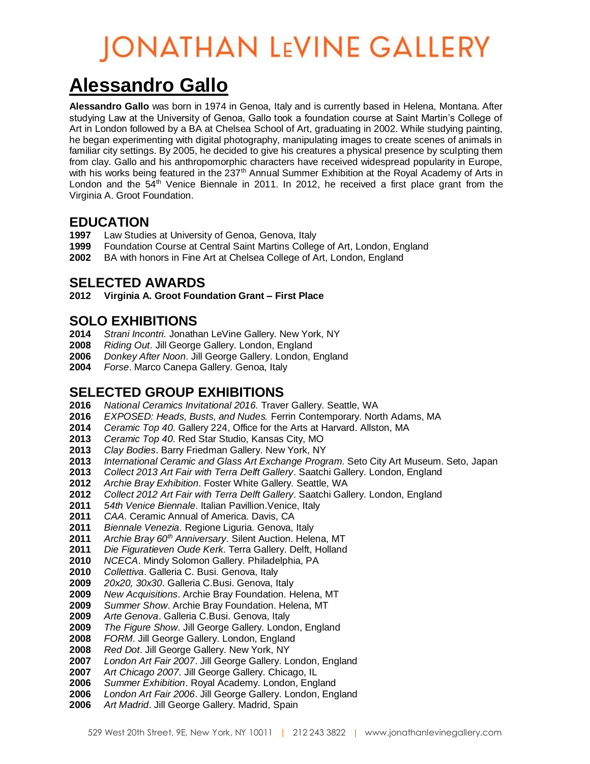# JONATHAN LEVINE GALLERY

# Alessandro Gallo

**Alessandro Gallo** was born in 1974 in Genoa, Italy and is currently based in Helena, Montana. After studying Law at the University of Genoa, Gallo took a foundation course at Saint Martin's College of Art in London followed by a BA at Chelsea School of Art, graduating in 2002. While studying painting, he began experimenting with digital photography, manipulating images to create scenes of animals in familiar city settings. By 2005, he decided to give his creatures a physical presence by sculpting them from clay. Gallo and his anthropomorphic characters have received widespread popularity in Europe, with his works being featured in the 237th Annual Summer Exhibition at the Royal Academy of Arts in London and the 54th Venice Biennale in 2011. In 2012, he received a first place grant from the Virginia A. Groot Foundation.

## EDUCATION

**1997** Law Studies at University of Genoa, Genova, Italy
**1999** Foundation Course at Central Saint Martins College of Art, London, England
**2002** BA with honors in Fine Art at Chelsea College of Art, London, England

## SELECTED AWARDS

**2012** **Virginia A. Groot Foundation Grant – First Place**

## SOLO EXHIBITIONS

**2014** *Strani Incontri.* Jonathan LeVine Gallery. New York, NY
**2008** *Riding Out*. Jill George Gallery. London, England
**2006** *Donkey After Noon*. Jill George Gallery. London, England
**2004** *Forse*. Marco Canepa Gallery. Genoa, Italy

## SELECTED GROUP EXHIBITIONS

**2016** *National Ceramics Invitational 2016.* Traver Gallery. Seattle, WA
**2016** *EXPOSED: Heads, Busts, and Nudes.* Ferrin Contemporary. North Adams, MA
**2014** *Ceramic Top 40*. Gallery 224, Office for the Arts at Harvard. Allston, MA
**2013** *Ceramic Top 40*. Red Star Studio, Kansas City, MO
**2013** *Clay Bodies*. Barry Friedman Gallery. New York, NY
**2013** *International Ceramic and Glass Art Exchange Program*. Seto City Art Museum. Seto, Japan
**2013** *Collect 2013 Art Fair with Terra Delft Gallery*. Saatchi Gallery. London, England
**2012** *Archie Bray Exhibition*. Foster White Gallery. Seattle, WA
**2012** *Collect 2012 Art Fair with Terra Delft Gallery*. Saatchi Gallery. London, England
**2011** *54th Venice Biennale*. Italian Pavillion.Venice, Italy
**2011** *CAA*. Ceramic Annual of America. Davis, CA
**2011** *Biennale Venezia*. Regione Liguria. Genova, Italy
**2011** *Archie Bray 60th Anniversary*. Silent Auction. Helena, MT
**2011** *Die Figuratieven Oude Kerk*. Terra Gallery. Delft, Holland
**2010** *NCECA*. Mindy Solomon Gallery. Philadelphia, PA
**2010** *Collettiva*. Galleria C. Busi. Genova, Italy
**2009** *20x20, 30x30*. Galleria C.Busi. Genova, Italy
**2009** *New Acquisitions*. Archie Bray Foundation. Helena, MT
**2009** *Summer Show*. Archie Bray Foundation. Helena, MT
**2009** *Arte Genova*. Galleria C.Busi. Genova, Italy
**2009** *The Figure Show*. Jill George Gallery. London, England
**2008** *FORM*. Jill George Gallery. London, England
**2008** *Red Dot*. Jill George Gallery. New York, NY
**2007** *London Art Fair 2007*. Jill George Gallery. London, England
**2007** *Art Chicago 2007*. Jill George Gallery. Chicago, IL
**2006** *Summer Exhibition*. Royal Academy. London, England
**2006** *London Art Fair 2006*. Jill George Gallery. London, England
**2006** *Art Madrid*. Jill George Gallery. Madrid, Spain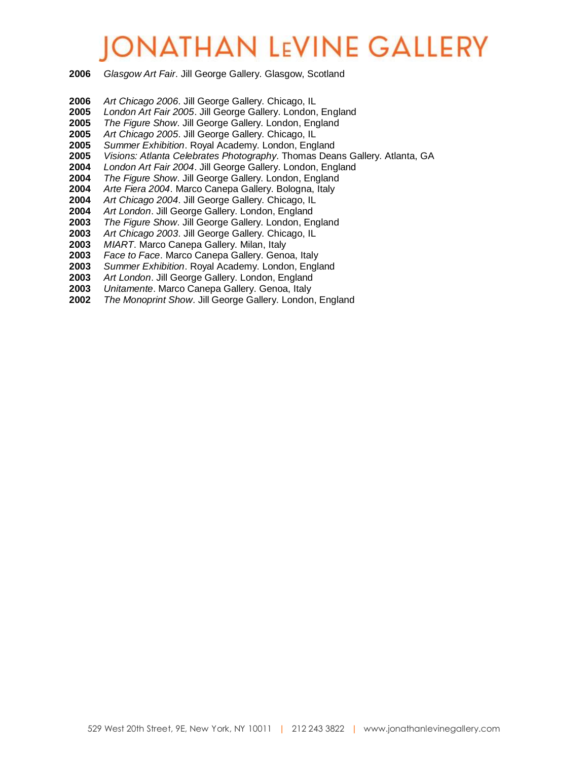**2006** *Glasgow Art Fair*. Jill George Gallery. Glasgow, Scotland

**2006** *Art Chicago 2006*. Jill George Gallery. Chicago, IL
**2005** *London Art Fair 2005*. Jill George Gallery. London, England
**2005** *The Figure Show*. Jill George Gallery. London, England
**2005** *Art Chicago 2005*. Jill George Gallery. Chicago, IL
**2005** *Summer Exhibition*. Royal Academy. London, England
**2005** *Visions: Atlanta Celebrates Photography*. Thomas Deans Gallery. Atlanta, GA
**2004** *London Art Fair 2004*. Jill George Gallery. London, England
**2004** *The Figure Show*. Jill George Gallery. London, England
**2004** *Arte Fiera 2004*. Marco Canepa Gallery. Bologna, Italy
**2004** *Art Chicago 2004*. Jill George Gallery. Chicago, IL
**2004** *Art London*. Jill George Gallery. London, England
**2003** *The Figure Show*. Jill George Gallery. London, England
**2003** *Art Chicago 2003*. Jill George Gallery. Chicago, IL
**2003** *MIART*. Marco Canepa Gallery. Milan, Italy
**2003** *Face to Face*. Marco Canepa Gallery. Genoa, Italy
**2003** *Summer Exhibition*. Royal Academy. London, England
**2003** *Art London*. Jill George Gallery. London, England
**2003** *Unitamente*. Marco Canepa Gallery. Genoa, Italy
**2002** *The Monoprint Show*. Jill George Gallery. London, England